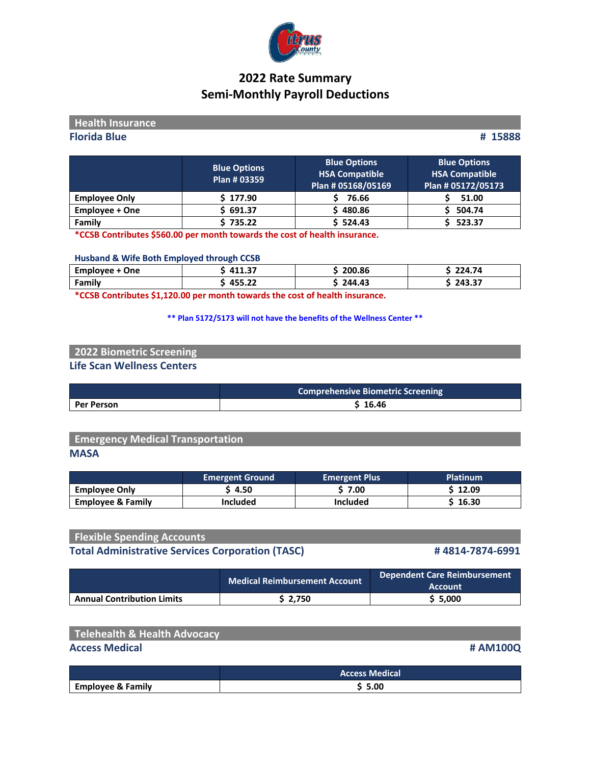# 2022 Rate Summary
# Semi-Monthly Payroll Deductions

## Health Insurance

**Florida Blue** **# 15888**

| | Blue Options Plan # 03359 | Blue Options HSA Compatible Plan # 05168/05169 | Blue Options HSA Compatible Plan # 05172/05173 |
|---|---|---|---|
| Employee Only | $ 177.90 | $ 76.66 | $ 51.00 |
| Employee + One | $ 691.37 | $ 480.86 | $ 504.74 |
| Family | $ 735.22 | $ 524.43 | $ 523.37 |

*CCSB Contributes $560.00 per month towards the cost of health insurance.

**Husband & Wife Both Employed through CCSB**

| | | | |
|---|---|---|---|
| Employee + One | $ 411.37 | $ 200.86 | $ 224.74 |
| Family | $ 455.22 | $ 244.43 | $ 243.37 |

*CCSB Contributes $1,120.00 per month towards the cost of health insurance.

** Plan 5172/5173 will not have the benefits of the Wellness Center **

## 2022 Biometric Screening

**Life Scan Wellness Centers**

| | Comprehensive Biometric Screening |
|---|---|
| Per Person | $ 16.46 |

## Emergency Medical Transportation

**MASA**

| | Emergent Ground | Emergent Plus | Platinum |
|---|---|---|---|
| Employee Only | $ 4.50 | $ 7.00 | $ 12.09 |
| Employee & Family | Included | Included | $ 16.30 |

## Flexible Spending Accounts

**Total Administrative Services Corporation (TASC)** **# 4814-7874-6991**

| | Medical Reimbursement Account | Dependent Care Reimbursement Account |
|---|---|---|
| Annual Contribution Limits | $ 2,750 | $ 5,000 |

## Telehealth & Health Advocacy

**Access Medical** **# AM100Q**

| | Access Medical |
|---|---|
| Employee & Family | $ 5.00 |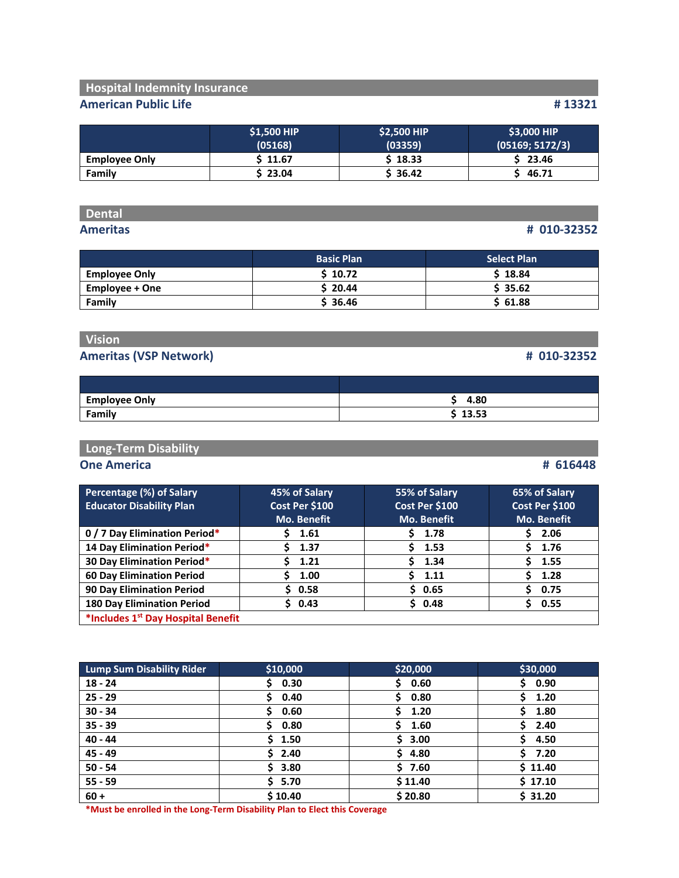## Hospital Indemnity Insurance

**American Public Life** **# 13321**

| | $1,500 HIP (05168) | $2,500 HIP (03359) | $3,000 HIP (05169; 5172/3) |
|---|---|---|---|
| Employee Only | $ 11.67 | $ 18.33 | $ 23.46 |
| Family | $ 23.04 | $ 36.42 | $ 46.71 |

## Dental

**Ameritas** **# 010-32352**

| | Basic Plan | Select Plan |
|---|---|---|
| Employee Only | $ 10.72 | $ 18.84 |
| Employee + One | $ 20.44 | $ 35.62 |
| Family | $ 36.46 | $ 61.88 |

## Vision

**Ameritas (VSP Network)** **# 010-32352**

| | |
|---|---|
| Employee Only | $ 4.80 |
| Family | $ 13.53 |

## Long-Term Disability

**One America** **# 616448**

| Percentage (%) of Salary Educator Disability Plan | 45% of Salary Cost Per $100 Mo. Benefit | 55% of Salary Cost Per $100 Mo. Benefit | 65% of Salary Cost Per $100 Mo. Benefit |
|---|---|---|---|
| 0 / 7 Day Elimination Period* | $ 1.61 | $ 1.78 | $ 2.06 |
| 14 Day Elimination Period* | $ 1.37 | $ 1.53 | $ 1.76 |
| 30 Day Elimination Period* | $ 1.21 | $ 1.34 | $ 1.55 |
| 60 Day Elimination Period | $ 1.00 | $ 1.11 | $ 1.28 |
| 90 Day Elimination Period | $ 0.58 | $ 0.65 | $ 0.75 |
| 180 Day Elimination Period | $ 0.43 | $ 0.48 | $ 0.55 |
| *Includes 1st Day Hospital Benefit | | | |

| Lump Sum Disability Rider | $10,000 | $20,000 | $30,000 |
|---|---|---|---|
| 18 - 24 | $ 0.30 | $ 0.60 | $ 0.90 |
| 25 - 29 | $ 0.40 | $ 0.80 | $ 1.20 |
| 30 - 34 | $ 0.60 | $ 1.20 | $ 1.80 |
| 35 - 39 | $ 0.80 | $ 1.60 | $ 2.40 |
| 40 - 44 | $ 1.50 | $ 3.00 | $ 4.50 |
| 45 - 49 | $ 2.40 | $ 4.80 | $ 7.20 |
| 50 - 54 | $ 3.80 | $ 7.60 | $ 11.40 |
| 55 - 59 | $ 5.70 | $ 11.40 | $ 17.10 |
| 60 + | $ 10.40 | $ 20.80 | $ 31.20 |

*Must be enrolled in the Long-Term Disability Plan to Elect this Coverage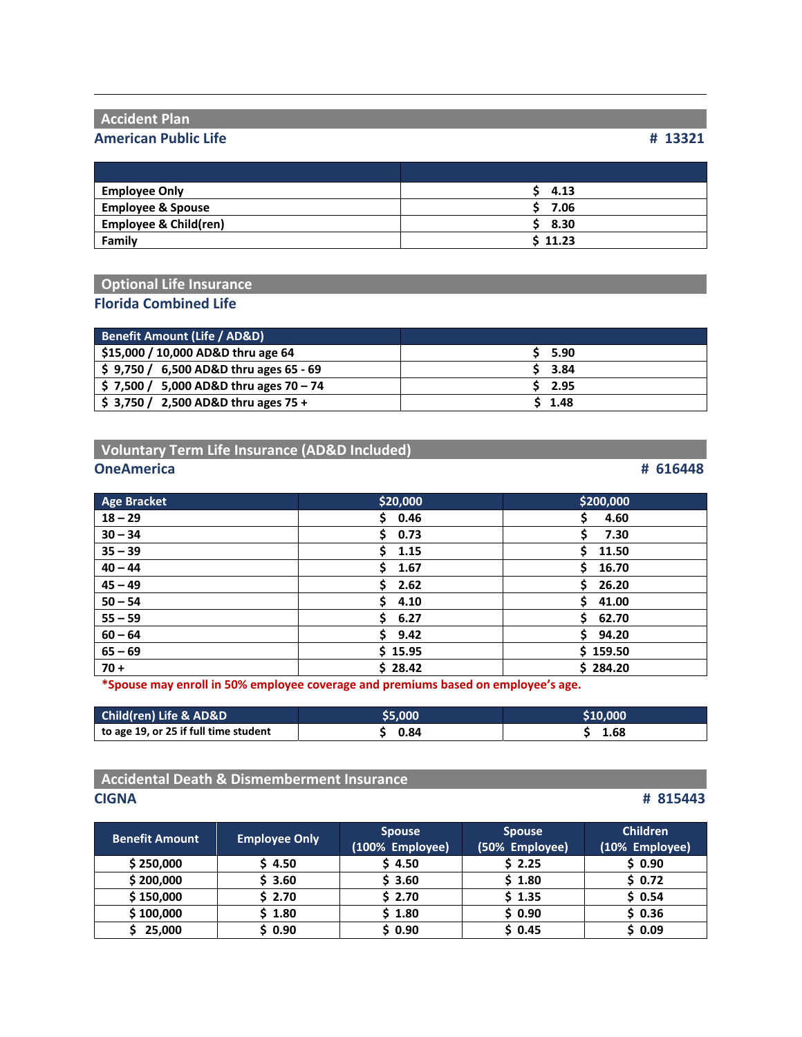## Accident Plan

**American Public Life** **# 13321**

| | |
|---|---|
| Employee Only | $ 4.13 |
| Employee & Spouse | $ 7.06 |
| Employee & Child(ren) | $ 8.30 |
| Family | $ 11.23 |

## Optional Life Insurance

**Florida Combined Life**

| Benefit Amount (Life / AD&D) | |
|---|---|
| $15,000 / 10,000 AD&D thru age 64 | $ 5.90 |
| $ 9,750 / 6,500 AD&D thru ages 65 - 69 | $ 3.84 |
| $ 7,500 / 5,000 AD&D thru ages 70 – 74 | $ 2.95 |
| $ 3,750 / 2,500 AD&D thru ages 75 + | $ 1.48 |

## Voluntary Term Life Insurance (AD&D Included)

**OneAmerica** **# 616448**

| Age Bracket | $20,000 | $200,000 |
|---|---|---|
| 18 – 29 | $ 0.46 | $ 4.60 |
| 30 – 34 | $ 0.73 | $ 7.30 |
| 35 – 39 | $ 1.15 | $ 11.50 |
| 40 – 44 | $ 1.67 | $ 16.70 |
| 45 – 49 | $ 2.62 | $ 26.20 |
| 50 – 54 | $ 4.10 | $ 41.00 |
| 55 – 59 | $ 6.27 | $ 62.70 |
| 60 – 64 | $ 9.42 | $ 94.20 |
| 65 – 69 | $ 15.95 | $ 159.50 |
| 70 + | $ 28.42 | $ 284.20 |

*Spouse may enroll in 50% employee coverage and premiums based on employee's age.

| Child(ren) Life & AD&D | $5,000 | $10,000 |
|---|---|---|
| to age 19, or 25 if full time student | $ 0.84 | $ 1.68 |

## Accidental Death & Dismemberment Insurance

**CIGNA** **# 815443**

| Benefit Amount | Employee Only | Spouse (100% Employee) | Spouse (50% Employee) | Children (10% Employee) |
|---|---|---|---|---|
| $ 250,000 | $ 4.50 | $ 4.50 | $ 2.25 | $ 0.90 |
| $ 200,000 | $ 3.60 | $ 3.60 | $ 1.80 | $ 0.72 |
| $ 150,000 | $ 2.70 | $ 2.70 | $ 1.35 | $ 0.54 |
| $ 100,000 | $ 1.80 | $ 1.80 | $ 0.90 | $ 0.36 |
| $ 25,000 | $ 0.90 | $ 0.90 | $ 0.45 | $ 0.09 |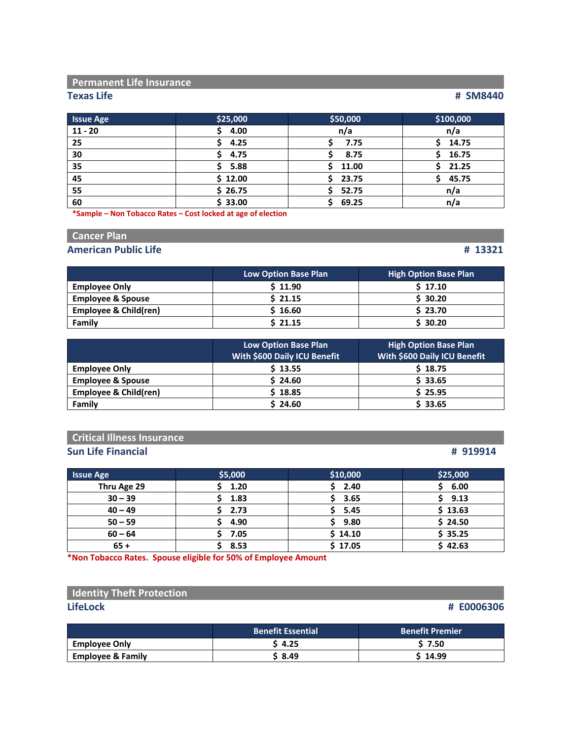## Permanent Life Insurance

**Texas Life** **# SM8440**

| Issue Age | $25,000 | $50,000 | $100,000 |
|---|---|---|---|
| 11 - 20 | $ 4.00 | n/a | n/a |
| 25 | $ 4.25 | $ 7.75 | $ 14.75 |
| 30 | $ 4.75 | $ 8.75 | $ 16.75 |
| 35 | $ 5.88 | $ 11.00 | $ 21.25 |
| 45 | $ 12.00 | $ 23.75 | $ 45.75 |
| 55 | $ 26.75 | $ 52.75 | n/a |
| 60 | $ 33.00 | $ 69.25 | n/a |

*Sample – Non Tobacco Rates – Cost locked at age of election

## Cancer Plan

**American Public Life** **# 13321**

| | Low Option Base Plan | High Option Base Plan |
|---|---|---|
| Employee Only | $ 11.90 | $ 17.10 |
| Employee & Spouse | $ 21.15 | $ 30.20 |
| Employee & Child(ren) | $ 16.60 | $ 23.70 |
| Family | $ 21.15 | $ 30.20 |

| | Low Option Base Plan With $600 Daily ICU Benefit | High Option Base Plan With $600 Daily ICU Benefit |
|---|---|---|
| Employee Only | $ 13.55 | $ 18.75 |
| Employee & Spouse | $ 24.60 | $ 33.65 |
| Employee & Child(ren) | $ 18.85 | $ 25.95 |
| Family | $ 24.60 | $ 33.65 |

## Critical Illness Insurance

**Sun Life Financial** **# 919914**

| Issue Age | $5,000 | $10,000 | $25,000 |
|---|---|---|---|
| Thru Age 29 | $ 1.20 | $ 2.40 | $ 6.00 |
| 30 – 39 | $ 1.83 | $ 3.65 | $ 9.13 |
| 40 – 49 | $ 2.73 | $ 5.45 | $ 13.63 |
| 50 – 59 | $ 4.90 | $ 9.80 | $ 24.50 |
| 60 – 64 | $ 7.05 | $ 14.10 | $ 35.25 |
| 65 + | $ 8.53 | $ 17.05 | $ 42.63 |

*Non Tobacco Rates. Spouse eligible for 50% of Employee Amount

## Identity Theft Protection

**LifeLock** **# E0006306**

| | Benefit Essential | Benefit Premier |
|---|---|---|
| Employee Only | $ 4.25 | $ 7.50 |
| Employee & Family | $ 8.49 | $ 14.99 |